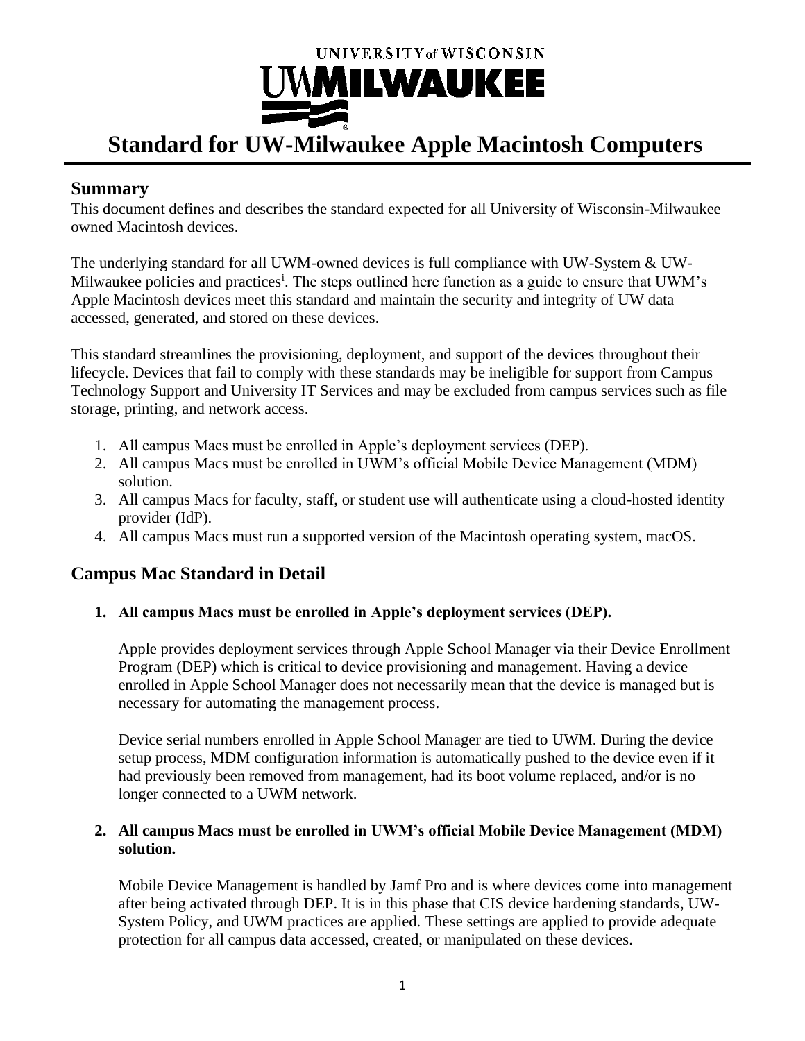# Standard for UW-Milwaukee Apple Macintosh Computers

## Summary

This document defines and describes the standard expected for all University of Wisconsin-Milwaukee owned Macintosh devices.

The underlying standard for all UWM-owned devices is full compliance with UW-System & UW-Milwaukee policies and practices[i]. The steps outlined here function as a guide to ensure that UWM's Apple Macintosh devices meet this standard and maintain the security and integrity of UW data accessed, generated, and stored on these devices.

This standard streamlines the provisioning, deployment, and support of the devices throughout their lifecycle. Devices that fail to comply with these standards may be ineligible for support from Campus Technology Support and University IT Services and may be excluded from campus services such as file storage, printing, and network access.

1. All campus Macs must be enrolled in Apple's deployment services (DEP).
2. All campus Macs must be enrolled in UWM's official Mobile Device Management (MDM) solution.
3. All campus Macs for faculty, staff, or student use will authenticate using a cloud-hosted identity provider (IdP).
4. All campus Macs must run a supported version of the Macintosh operating system, macOS.

## Campus Mac Standard in Detail

1. **All campus Macs must be enrolled in Apple's deployment services (DEP).**

   Apple provides deployment services through Apple School Manager via their Device Enrollment Program (DEP) which is critical to device provisioning and management. Having a device enrolled in Apple School Manager does not necessarily mean that the device is managed but is necessary for automating the management process.

   Device serial numbers enrolled in Apple School Manager are tied to UWM. During the device setup process, MDM configuration information is automatically pushed to the device even if it had previously been removed from management, had its boot volume replaced, and/or is no longer connected to a UWM network.

2. **All campus Macs must be enrolled in UWM's official Mobile Device Management (MDM) solution.**

   Mobile Device Management is handled by Jamf Pro and is where devices come into management after being activated through DEP. It is in this phase that CIS device hardening standards, UW-System Policy, and UWM practices are applied. These settings are applied to provide adequate protection for all campus data accessed, created, or manipulated on these devices.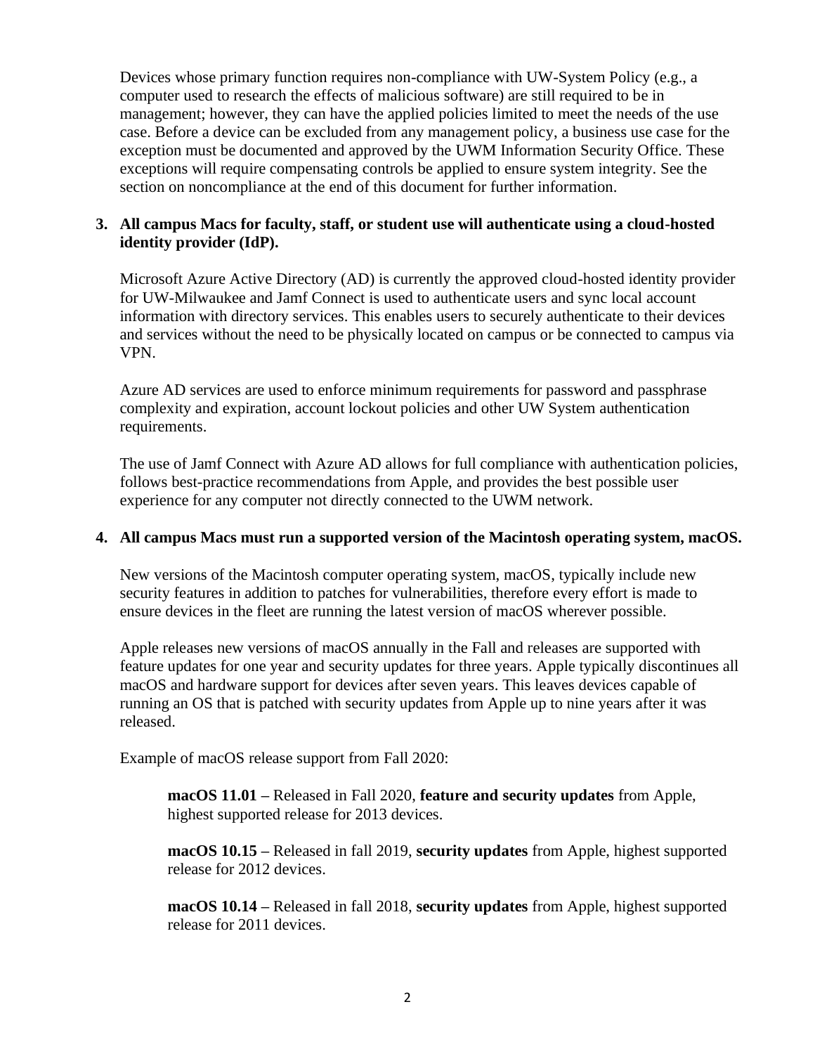Devices whose primary function requires non-compliance with UW-System Policy (e.g., a computer used to research the effects of malicious software) are still required to be in management; however, they can have the applied policies limited to meet the needs of the use case. Before a device can be excluded from any management policy, a business use case for the exception must be documented and approved by the UWM Information Security Office. These exceptions will require compensating controls be applied to ensure system integrity. See the section on noncompliance at the end of this document for further information.

**3. All campus Macs for faculty, staff, or student use will authenticate using a cloud-hosted identity provider (IdP).**

Microsoft Azure Active Directory (AD) is currently the approved cloud-hosted identity provider for UW-Milwaukee and Jamf Connect is used to authenticate users and sync local account information with directory services. This enables users to securely authenticate to their devices and services without the need to be physically located on campus or be connected to campus via VPN.

Azure AD services are used to enforce minimum requirements for password and passphrase complexity and expiration, account lockout policies and other UW System authentication requirements.

The use of Jamf Connect with Azure AD allows for full compliance with authentication policies, follows best-practice recommendations from Apple, and provides the best possible user experience for any computer not directly connected to the UWM network.

**4. All campus Macs must run a supported version of the Macintosh operating system, macOS.**

New versions of the Macintosh computer operating system, macOS, typically include new security features in addition to patches for vulnerabilities, therefore every effort is made to ensure devices in the fleet are running the latest version of macOS wherever possible.

Apple releases new versions of macOS annually in the Fall and releases are supported with feature updates for one year and security updates for three years. Apple typically discontinues all macOS and hardware support for devices after seven years. This leaves devices capable of running an OS that is patched with security updates from Apple up to nine years after it was released.

Example of macOS release support from Fall 2020:

> **macOS 11.01 –** Released in Fall 2020, **feature and security updates** from Apple, highest supported release for 2013 devices.
>
> **macOS 10.15 –** Released in fall 2019, **security updates** from Apple, highest supported release for 2012 devices.
>
> **macOS 10.14 –** Released in fall 2018, **security updates** from Apple, highest supported release for 2011 devices.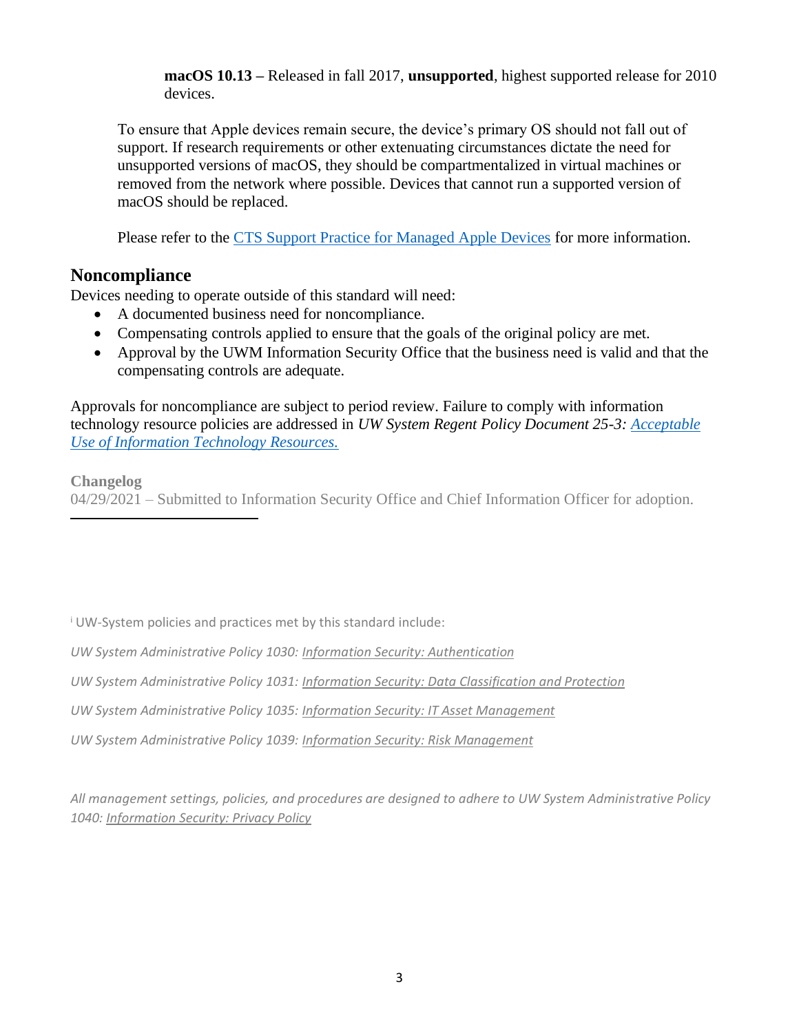**macOS 10.13 –** Released in fall 2017, **unsupported**, highest supported release for 2010 devices.

To ensure that Apple devices remain secure, the device's primary OS should not fall out of support. If research requirements or other extenuating circumstances dictate the need for unsupported versions of macOS, they should be compartmentalized in virtual machines or removed from the network where possible. Devices that cannot run a supported version of macOS should be replaced.

Please refer to the [CTS Support Practice for Managed Apple Devices] for more information.

## Noncompliance

Devices needing to operate outside of this standard will need:

- A documented business need for noncompliance.
- Compensating controls applied to ensure that the goals of the original policy are met.
- Approval by the UWM Information Security Office that the business need is valid and that the compensating controls are adequate.

Approvals for noncompliance are subject to period review. Failure to comply with information technology resource policies are addressed in *UW System Regent Policy Document 25-3: Acceptable Use of Information Technology Resources.*

**Changelog**
04/29/2021 – Submitted to Information Security Office and Chief Information Officer for adoption.

---

[i] UW-System policies and practices met by this standard include:

*UW System Administrative Policy 1030: Information Security: Authentication*

*UW System Administrative Policy 1031: Information Security: Data Classification and Protection*

*UW System Administrative Policy 1035: Information Security: IT Asset Management*

*UW System Administrative Policy 1039: Information Security: Risk Management*

*All management settings, policies, and procedures are designed to adhere to UW System Administrative Policy 1040: Information Security: Privacy Policy*